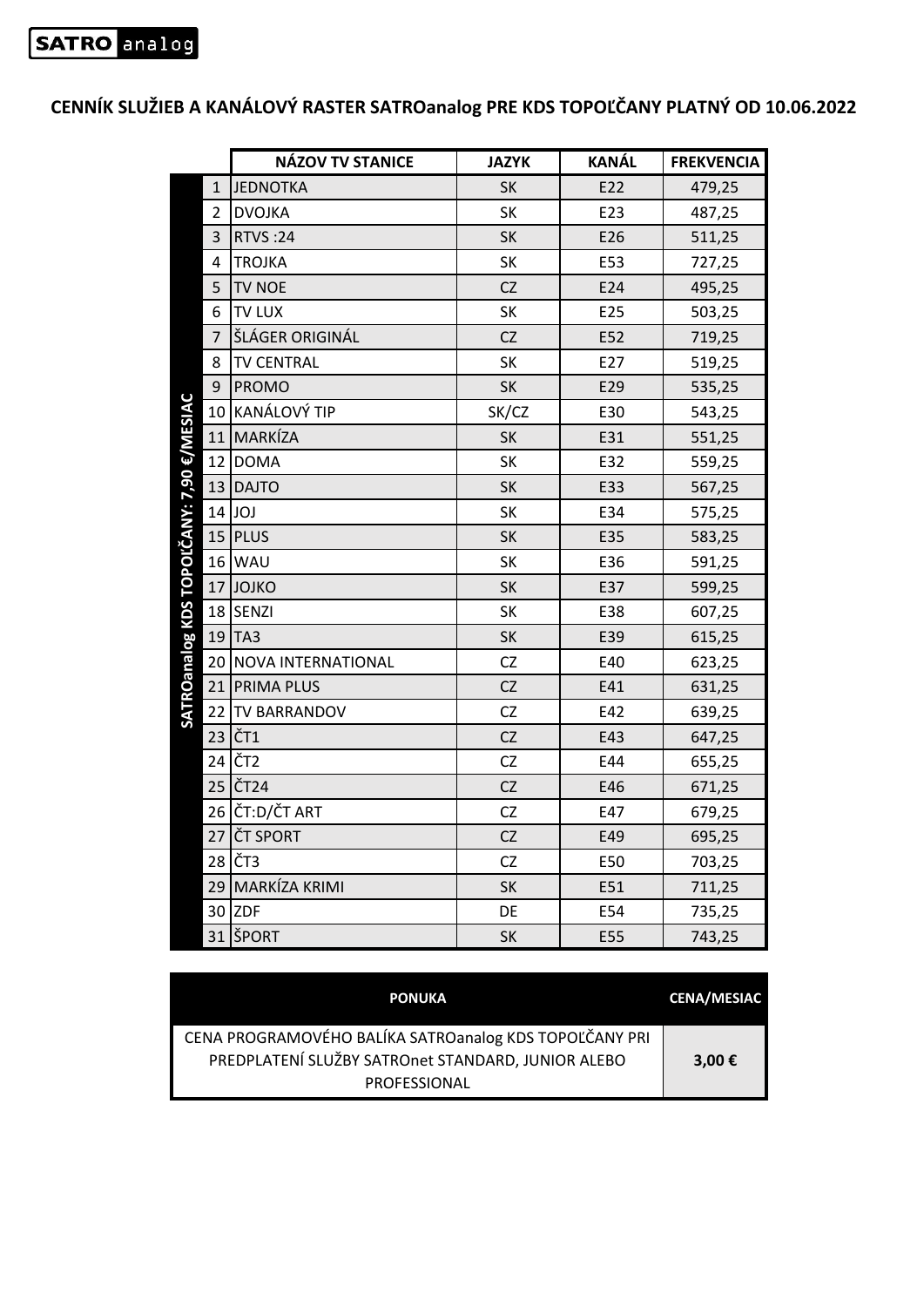SATRO analog

# CENNÍK SLUŽIEB A KANÁLOVÝ RASTER SATROanalog PRE KDS TOPOĽČANY PLATNÝ OD 10.06.2022

| SATROanalog KDS TOPOĽČANY: 7,90 €/MESIAC | | NÁZOV TV STANICE | JAZYK | KANÁL | FREKVENCIA |
|---|---|---|---|---|---|
| | 1 | JEDNOTKA | SK | E22 | 479,25 |
| | 2 | DVOJKA | SK | E23 | 487,25 |
| | 3 | RTVS :24 | SK | E26 | 511,25 |
| | 4 | TROJKA | SK | E53 | 727,25 |
| | 5 | TV NOE | CZ | E24 | 495,25 |
| | 6 | TV LUX | SK | E25 | 503,25 |
| | 7 | ŠLÁGER ORIGINÁL | CZ | E52 | 719,25 |
| | 8 | TV CENTRAL | SK | E27 | 519,25 |
| | 9 | PROMO | SK | E29 | 535,25 |
| | 10 | KANÁLOVÝ TIP | SK/CZ | E30 | 543,25 |
| | 11 | MARKÍZA | SK | E31 | 551,25 |
| | 12 | DOMA | SK | E32 | 559,25 |
| | 13 | DAJTO | SK | E33 | 567,25 |
| | 14 | JOJ | SK | E34 | 575,25 |
| | 15 | PLUS | SK | E35 | 583,25 |
| | 16 | WAU | SK | E36 | 591,25 |
| | 17 | JOJKO | SK | E37 | 599,25 |
| | 18 | SENZI | SK | E38 | 607,25 |
| | 19 | TA3 | SK | E39 | 615,25 |
| | 20 | NOVA INTERNATIONAL | CZ | E40 | 623,25 |
| | 21 | PRIMA PLUS | CZ | E41 | 631,25 |
| | 22 | TV BARRANDOV | CZ | E42 | 639,25 |
| | 23 | ČT1 | CZ | E43 | 647,25 |
| | 24 | ČT2 | CZ | E44 | 655,25 |
| | 25 | ČT24 | CZ | E46 | 671,25 |
| | 26 | ČT:D/ČT ART | CZ | E47 | 679,25 |
| | 27 | ČT SPORT | CZ | E49 | 695,25 |
| | 28 | ČT3 | CZ | E50 | 703,25 |
| | 29 | MARKÍZA KRIMI | SK | E51 | 711,25 |
| | 30 | ZDF | DE | E54 | 735,25 |
| | 31 | ŠPORT | SK | E55 | 743,25 |

| PONUKA | CENA/MESIAC |
|---|---|
| CENA PROGRAMOVÉHO BALÍKA SATROanalog KDS TOPOĽČANY PRI PREDPLATENÍ SLUŽBY SATROnet STANDARD, JUNIOR ALEBO PROFESSIONAL | **3,00 €** |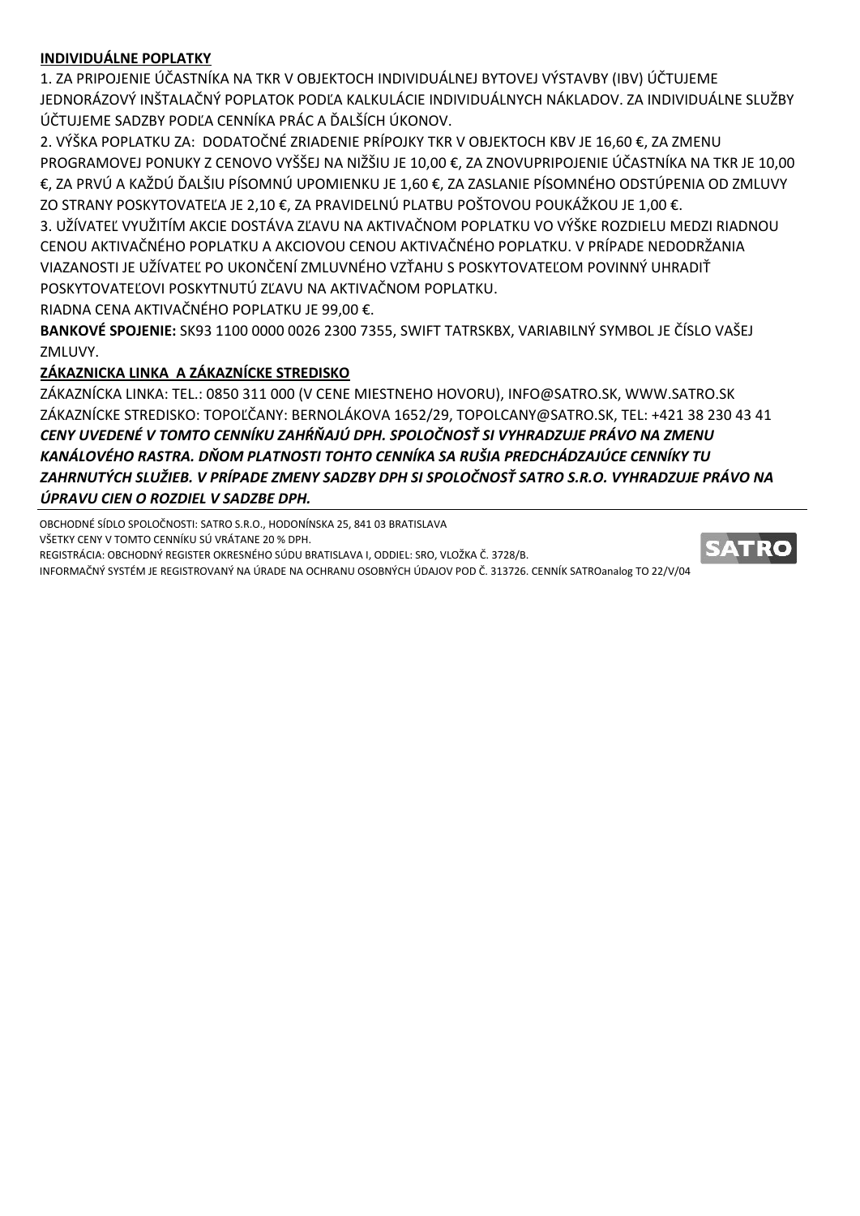**INDIVIDUÁLNE POPLATKY**

1. ZA PRIPOJENIE ÚČASTNÍKA NA TKR V OBJEKTOCH INDIVIDUÁLNEJ BYTOVEJ VÝSTAVBY (IBV) ÚČTUJEME JEDNORÁZOVÝ INŠTALAČNÝ POPLATOK PODĽA KALKULÁCIE INDIVIDUÁLNYCH NÁKLADOV. ZA INDIVIDUÁLNE SLUŽBY ÚČTUJEME SADZBY PODĽA CENNÍKA PRÁC A ĎALŠÍCH ÚKONOV.

2. VÝŠKA POPLATKU ZA: DODATOČNÉ ZRIADENIE PRÍPOJKY TKR V OBJEKTOCH KBV JE 16,60 €, ZA ZMENU PROGRAMOVEJ PONUKY Z CENOVO VYŠŠEJ NA NIŽŠIU JE 10,00 €, ZA ZNOVUPRIPOJENIE ÚČASTNÍKA NA TKR JE 10,00 €, ZA PRVÚ A KAŽDÚ ĎALŠIU PÍSOMNÚ UPOMIENKU JE 1,60 €, ZA ZASLANIE PÍSOMNÉHO ODSTÚPENIA OD ZMLUVY ZO STRANY POSKYTOVATEĽA JE 2,10 €, ZA PRAVIDELNÚ PLATBU POŠTOVOU POUKÁŽKOU JE 1,00 €.

3. UŽÍVATEĽ VYUŽITÍM AKCIE DOSTÁVA ZĽAVU NA AKTIVAČNOM POPLATKU VO VÝŠKE ROZDIELU MEDZI RIADNOU CENOU AKTIVAČNÉHO POPLATKU A AKCIOVOU CENOU AKTIVAČNÉHO POPLATKU. V PRÍPADE NEDODRŽANIA VIAZANOSTI JE UŽÍVATEĽ PO UKONČENÍ ZMLUVNÉHO VZŤAHU S POSKYTOVATEĽOM POVINNÝ UHRADIŤ POSKYTOVATEĽOVI POSKYTNUTÚ ZĽAVU NA AKTIVAČNOM POPLATKU.

RIADNA CENA AKTIVAČNÉHO POPLATKU JE 99,00 €.

**BANKOVÉ SPOJENIE:** SK93 1100 0000 0026 2300 7355, SWIFT TATRSKBX, VARIABILNÝ SYMBOL JE ČÍSLO VAŠEJ ZMLUVY.

**ZÁKAZNICKA LINKA A ZÁKAZNÍCKE STREDISKO**

ZÁKAZNÍCKA LINKA: TEL.: 0850 311 000 (V CENE MIESTNEHO HOVORU), INFO@SATRO.SK, WWW.SATRO.SK
ZÁKAZNÍCKE STREDISKO: TOPOĽČANY: BERNOLÁKOVA 1652/29, TOPOLCANY@SATRO.SK, TEL: +421 38 230 43 41

***CENY UVEDENÉ V TOMTO CENNÍKU ZAHŔŇAJÚ DPH. SPOLOČNOSŤ SI VYHRADZUJE PRÁVO NA ZMENU KANÁLOVÉHO RASTRA. DŇOM PLATNOSTI TOHTO CENNÍKA SA RUŠIA PREDCHÁDZAJÚCE CENNÍKY TU ZAHRNUTÝCH SLUŽIEB. V PRÍPADE ZMENY SADZBY DPH SI SPOLOČNOSŤ SATRO S.R.O. VYHRADZUJE PRÁVO NA ÚPRAVU CIEN O ROZDIEL V SADZBE DPH.***

OBCHODNÉ SÍDLO SPOLOČNOSTI: SATRO S.R.O., HODONÍNSKA 25, 841 03 BRATISLAVA
VŠETKY CENY V TOMTO CENNÍKU SÚ VRÁTANE 20 % DPH.
REGISTRÁCIA: OBCHODNÝ REGISTER OKRESNÉHO SÚDU BRATISLAVA I, ODDIEL: SRO, VLOŽKA Č. 3728/B.
INFORMAČNÝ SYSTÉM JE REGISTROVANÝ NA ÚRADE NA OCHRANU OSOBNÝCH ÚDAJOV POD Č. 313726. CENNÍK SATROanalog TO 22/V/04

SATRO